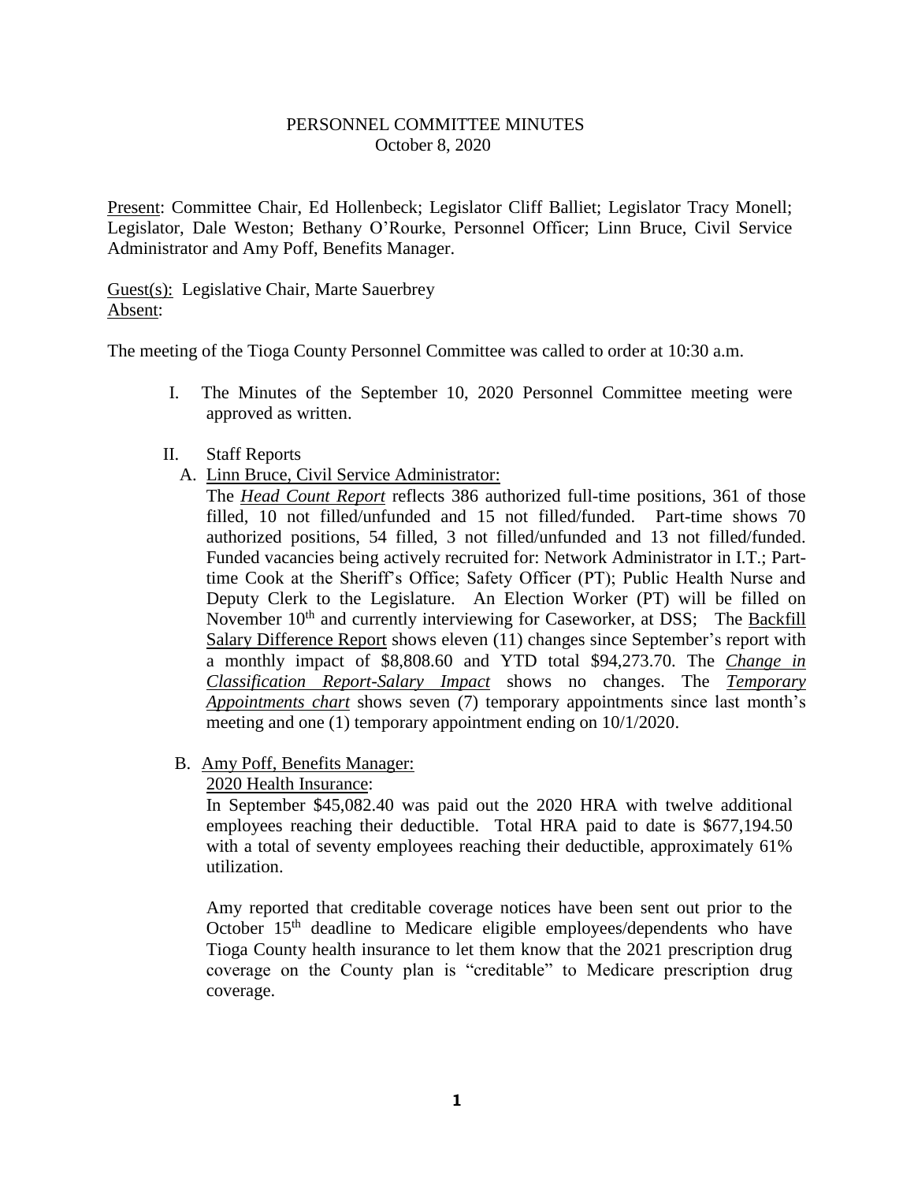# PERSONNEL COMMITTEE MINUTES
October 8, 2020

Present: Committee Chair, Ed Hollenbeck; Legislator Cliff Balliet; Legislator Tracy Monell; Legislator, Dale Weston; Bethany O'Rourke, Personnel Officer; Linn Bruce, Civil Service Administrator and Amy Poff, Benefits Manager.

Guest(s): Legislative Chair, Marte Sauerbrey
Absent:

The meeting of the Tioga County Personnel Committee was called to order at 10:30 a.m.

I. The Minutes of the September 10, 2020 Personnel Committee meeting were approved as written.

II. Staff Reports

A. Linn Bruce, Civil Service Administrator:

The ***Head Count Report*** reflects 386 authorized full-time positions, 361 of those filled, 10 not filled/unfunded and 15 not filled/funded. Part-time shows 70 authorized positions, 54 filled, 3 not filled/unfunded and 13 not filled/funded. Funded vacancies being actively recruited for: Network Administrator in I.T.; Part-time Cook at the Sheriff's Office; Safety Officer (PT); Public Health Nurse and Deputy Clerk to the Legislature. An Election Worker (PT) will be filled on November 10th and currently interviewing for Caseworker, at DSS; The Backfill Salary Difference Report shows eleven (11) changes since September's report with a monthly impact of $8,808.60 and YTD total $94,273.70. The ***Change in Classification Report-Salary Impact*** shows no changes. The ***Temporary Appointments chart*** shows seven (7) temporary appointments since last month's meeting and one (1) temporary appointment ending on 10/1/2020.

B. Amy Poff, Benefits Manager:

2020 Health Insurance:

In September $45,082.40 was paid out the 2020 HRA with twelve additional employees reaching their deductible. Total HRA paid to date is $677,194.50 with a total of seventy employees reaching their deductible, approximately 61% utilization.

Amy reported that creditable coverage notices have been sent out prior to the October 15th deadline to Medicare eligible employees/dependents who have Tioga County health insurance to let them know that the 2021 prescription drug coverage on the County plan is "creditable" to Medicare prescription drug coverage.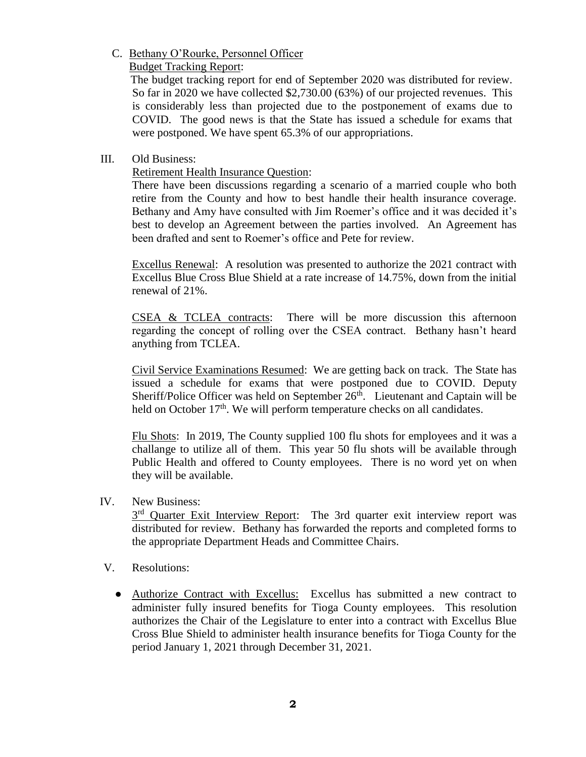C. Bethany O'Rourke, Personnel Officer

Budget Tracking Report:

The budget tracking report for end of September 2020 was distributed for review. So far in 2020 we have collected $2,730.00 (63%) of our projected revenues. This is considerably less than projected due to the postponement of exams due to COVID. The good news is that the State has issued a schedule for exams that were postponed. We have spent 65.3% of our appropriations.

III. Old Business:

Retirement Health Insurance Question:

There have been discussions regarding a scenario of a married couple who both retire from the County and how to best handle their health insurance coverage. Bethany and Amy have consulted with Jim Roemer's office and it was decided it's best to develop an Agreement between the parties involved. An Agreement has been drafted and sent to Roemer's office and Pete for review.

Excellus Renewal: A resolution was presented to authorize the 2021 contract with Excellus Blue Cross Blue Shield at a rate increase of 14.75%, down from the initial renewal of 21%.

CSEA & TCLEA contracts: There will be more discussion this afternoon regarding the concept of rolling over the CSEA contract. Bethany hasn't heard anything from TCLEA.

Civil Service Examinations Resumed: We are getting back on track. The State has issued a schedule for exams that were postponed due to COVID. Deputy Sheriff/Police Officer was held on September 26th. Lieutenant and Captain will be held on October 17th. We will perform temperature checks on all candidates.

Flu Shots: In 2019, The County supplied 100 flu shots for employees and it was a challange to utilize all of them. This year 50 flu shots will be available through Public Health and offered to County employees. There is no word yet on when they will be available.

IV. New Business:

3rd Quarter Exit Interview Report: The 3rd quarter exit interview report was distributed for review. Bethany has forwarded the reports and completed forms to the appropriate Department Heads and Committee Chairs.

V. Resolutions:

- Authorize Contract with Excellus: Excellus has submitted a new contract to administer fully insured benefits for Tioga County employees. This resolution authorizes the Chair of the Legislature to enter into a contract with Excellus Blue Cross Blue Shield to administer health insurance benefits for Tioga County for the period January 1, 2021 through December 31, 2021.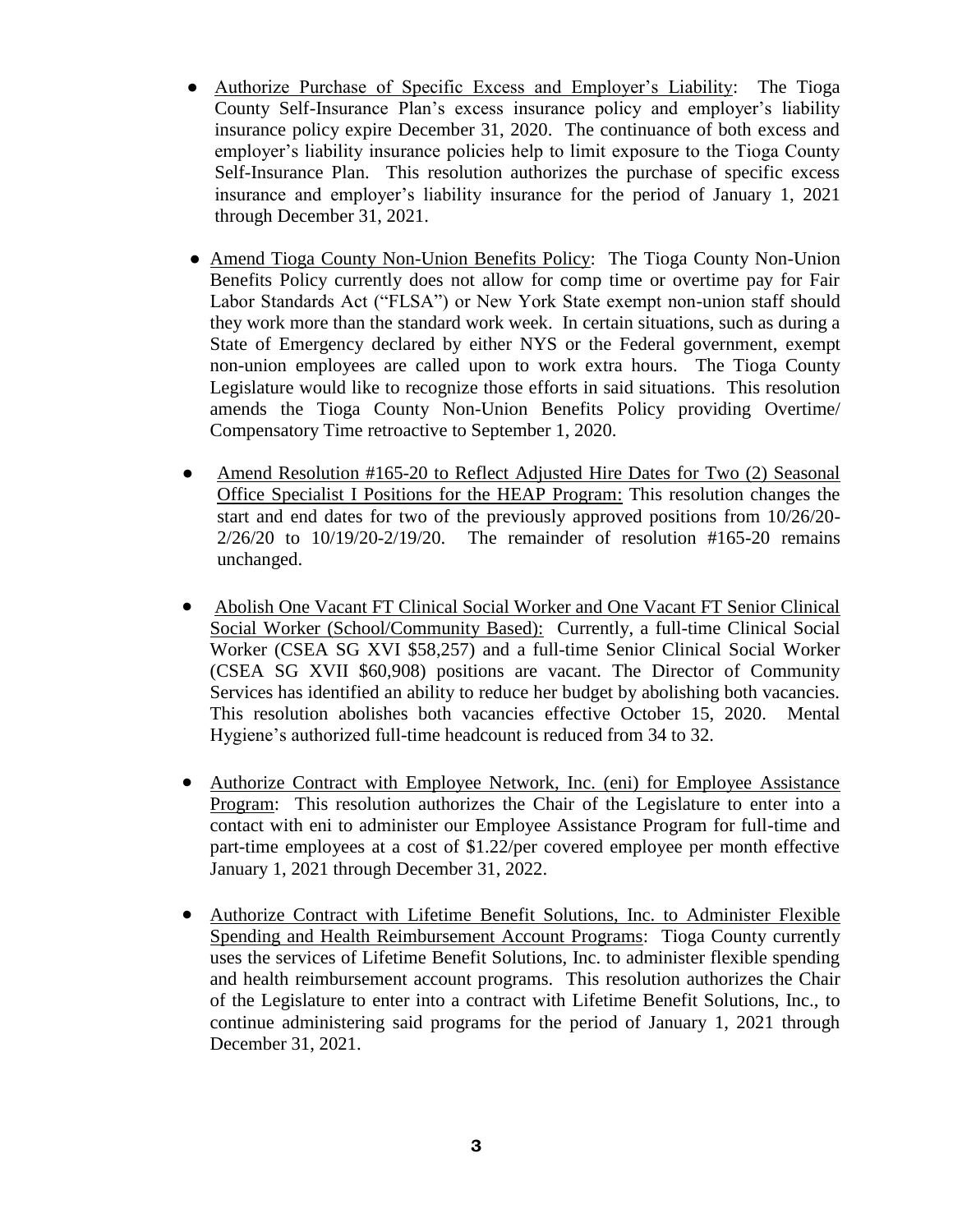- Authorize Purchase of Specific Excess and Employer's Liability: The Tioga County Self-Insurance Plan's excess insurance policy and employer's liability insurance policy expire December 31, 2020. The continuance of both excess and employer's liability insurance policies help to limit exposure to the Tioga County Self-Insurance Plan. This resolution authorizes the purchase of specific excess insurance and employer's liability insurance for the period of January 1, 2021 through December 31, 2021.

- Amend Tioga County Non-Union Benefits Policy: The Tioga County Non-Union Benefits Policy currently does not allow for comp time or overtime pay for Fair Labor Standards Act ("FLSA") or New York State exempt non-union staff should they work more than the standard work week. In certain situations, such as during a State of Emergency declared by either NYS or the Federal government, exempt non-union employees are called upon to work extra hours. The Tioga County Legislature would like to recognize those efforts in said situations. This resolution amends the Tioga County Non-Union Benefits Policy providing Overtime/ Compensatory Time retroactive to September 1, 2020.

- Amend Resolution #165-20 to Reflect Adjusted Hire Dates for Two (2) Seasonal Office Specialist I Positions for the HEAP Program: This resolution changes the start and end dates for two of the previously approved positions from 10/26/20-2/26/20 to 10/19/20-2/19/20. The remainder of resolution #165-20 remains unchanged.

- Abolish One Vacant FT Clinical Social Worker and One Vacant FT Senior Clinical Social Worker (School/Community Based): Currently, a full-time Clinical Social Worker (CSEA SG XVI $58,257) and a full-time Senior Clinical Social Worker (CSEA SG XVII $60,908) positions are vacant. The Director of Community Services has identified an ability to reduce her budget by abolishing both vacancies. This resolution abolishes both vacancies effective October 15, 2020. Mental Hygiene's authorized full-time headcount is reduced from 34 to 32.

- Authorize Contract with Employee Network, Inc. (eni) for Employee Assistance Program: This resolution authorizes the Chair of the Legislature to enter into a contact with eni to administer our Employee Assistance Program for full-time and part-time employees at a cost of $1.22/per covered employee per month effective January 1, 2021 through December 31, 2022.

- Authorize Contract with Lifetime Benefit Solutions, Inc. to Administer Flexible Spending and Health Reimbursement Account Programs: Tioga County currently uses the services of Lifetime Benefit Solutions, Inc. to administer flexible spending and health reimbursement account programs. This resolution authorizes the Chair of the Legislature to enter into a contract with Lifetime Benefit Solutions, Inc., to continue administering said programs for the period of January 1, 2021 through December 31, 2021.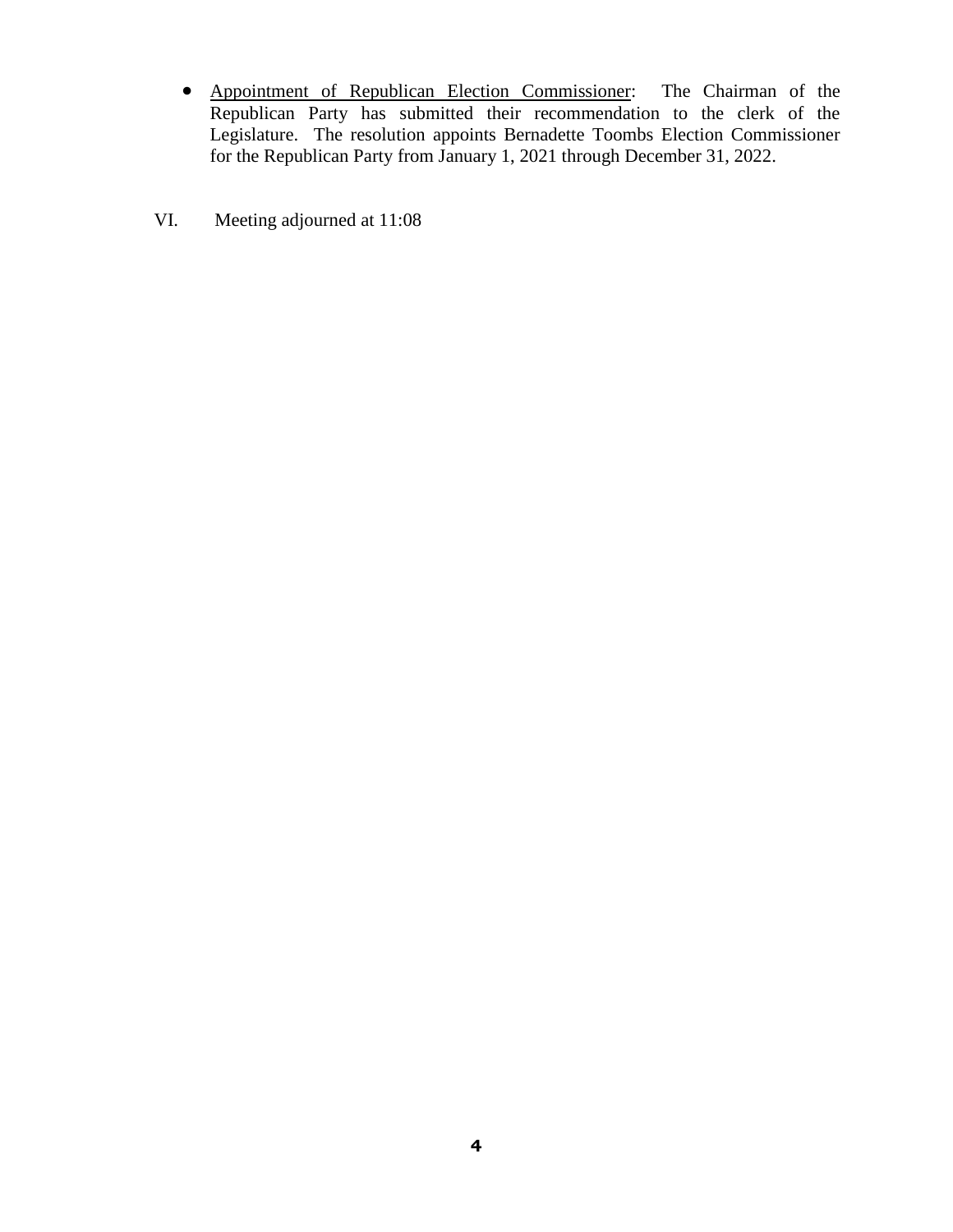- Appointment of Republican Election Commissioner: The Chairman of the Republican Party has submitted their recommendation to the clerk of the Legislature. The resolution appoints Bernadette Toombs Election Commissioner for the Republican Party from January 1, 2021 through December 31, 2022.

VI. Meeting adjourned at 11:08